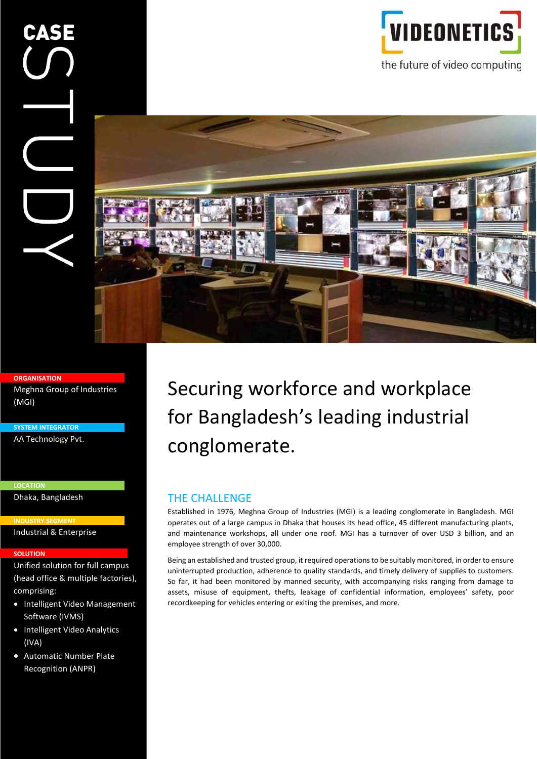# CASE STUDY

**VIDEONETICS**

the future of video computing

**ORGANISATION**

Meghna Group of Industries (MGI)

**SYSTEM INTEGRATOR**

AA Technology Pvt.

**LOCATION**

Dhaka, Bangladesh

**INDUSTRY SEGMENT**

Industrial & Enterprise

**SOLUTION**

Unified solution for full campus (head office & multiple factories), comprising:

- Intelligent Video Management Software (IVMS)
- Intelligent Video Analytics (IVA)
- Automatic Number Plate Recognition (ANPR)

# Securing workforce and workplace for Bangladesh's leading industrial conglomerate.

## THE CHALLENGE

Established in 1976, Meghna Group of Industries (MGI) is a leading conglomerate in Bangladesh. MGI operates out of a large campus in Dhaka that houses its head office, 45 different manufacturing plants, and maintenance workshops, all under one roof. MGI has a turnover of over USD 3 billion, and an employee strength of over 30,000.

Being an established and trusted group, it required operations to be suitably monitored, in order to ensure uninterrupted production, adherence to quality standards, and timely delivery of supplies to customers. So far, it had been monitored by manned security, with accompanying risks ranging from damage to assets, misuse of equipment, thefts, leakage of confidential information, employees' safety, poor recordkeeping for vehicles entering or exiting the premises, and more.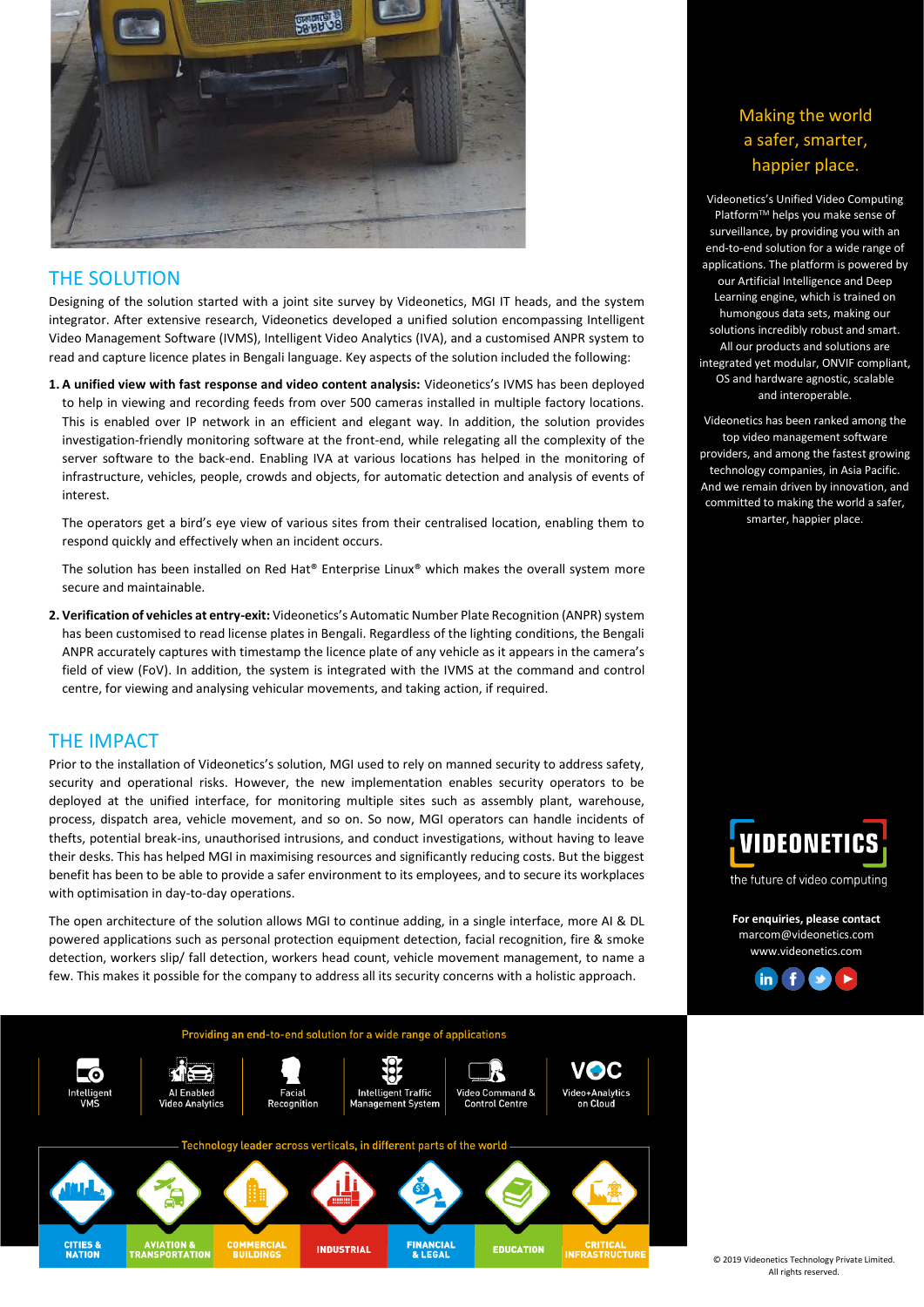## THE SOLUTION

Designing of the solution started with a joint site survey by Videonetics, MGI IT heads, and the system integrator. After extensive research, Videonetics developed a unified solution encompassing Intelligent Video Management Software (IVMS), Intelligent Video Analytics (IVA), and a customised ANPR system to read and capture licence plates in Bengali language. Key aspects of the solution included the following:

1. **A unified view with fast response and video content analysis:** Videonetics's IVMS has been deployed to help in viewing and recording feeds from over 500 cameras installed in multiple factory locations. This is enabled over IP network in an efficient and elegant way. In addition, the solution provides investigation-friendly monitoring software at the front-end, while relegating all the complexity of the server software to the back-end. Enabling IVA at various locations has helped in the monitoring of infrastructure, vehicles, people, crowds and objects, for automatic detection and analysis of events of interest.

   The operators get a bird's eye view of various sites from their centralised location, enabling them to respond quickly and effectively when an incident occurs.

   The solution has been installed on Red Hat® Enterprise Linux® which makes the overall system more secure and maintainable.

2. **Verification of vehicles at entry-exit:** Videonetics's Automatic Number Plate Recognition (ANPR) system has been customised to read license plates in Bengali. Regardless of the lighting conditions, the Bengali ANPR accurately captures with timestamp the licence plate of any vehicle as it appears in the camera's field of view (FoV). In addition, the system is integrated with the IVMS at the command and control centre, for viewing and analysing vehicular movements, and taking action, if required.

## THE IMPACT

Prior to the installation of Videonetics's solution, MGI used to rely on manned security to address safety, security and operational risks. However, the new implementation enables security operators to be deployed at the unified interface, for monitoring multiple sites such as assembly plant, warehouse, process, dispatch area, vehicle movement, and so on. So now, MGI operators can handle incidents of thefts, potential break-ins, unauthorised intrusions, and conduct investigations, without having to leave their desks. This has helped MGI in maximising resources and significantly reducing costs. But the biggest benefit has been to be able to provide a safer environment to its employees, and to secure its workplaces with optimisation in day-to-day operations.

The open architecture of the solution allows MGI to continue adding, in a single interface, more AI & DL powered applications such as personal protection equipment detection, facial recognition, fire & smoke detection, workers slip/ fall detection, workers head count, vehicle movement management, to name a few. This makes it possible for the company to address all its security concerns with a holistic approach.

Making the world a safer, smarter, happier place.

Videonetics's Unified Video Computing Platform™ helps you make sense of surveillance, by providing you with an end-to-end solution for a wide range of applications. The platform is powered by our Artificial Intelligence and Deep Learning engine, which is trained on humongous data sets, making our solutions incredibly robust and smart. All our products and solutions are integrated yet modular, ONVIF compliant, OS and hardware agnostic, scalable and interoperable.

Videonetics has been ranked among the top video management software providers, and among the fastest growing technology companies, in Asia Pacific. And we remain driven by innovation, and committed to making the world a safer, smarter, happier place.

VIDEONETICS
the future of video computing

**For enquiries, please contact**
marcom@videonetics.com
www.videonetics.com

Providing an end-to-end solution for a wide range of applications

Intelligent VMS | AI Enabled Video Analytics | Facial Recognition | Intelligent Traffic Management System | Video Command & Control Centre | Video+Analytics on Cloud

Technology leader across verticals, in different parts of the world

CITIES & NATION | AVIATION & TRANSPORTATION | COMMERCIAL BUILDINGS | INDUSTRIAL | FINANCIAL & LEGAL | EDUCATION | CRITICAL INFRASTRUCTURE

© 2019 Videonetics Technology Private Limited. All rights reserved.